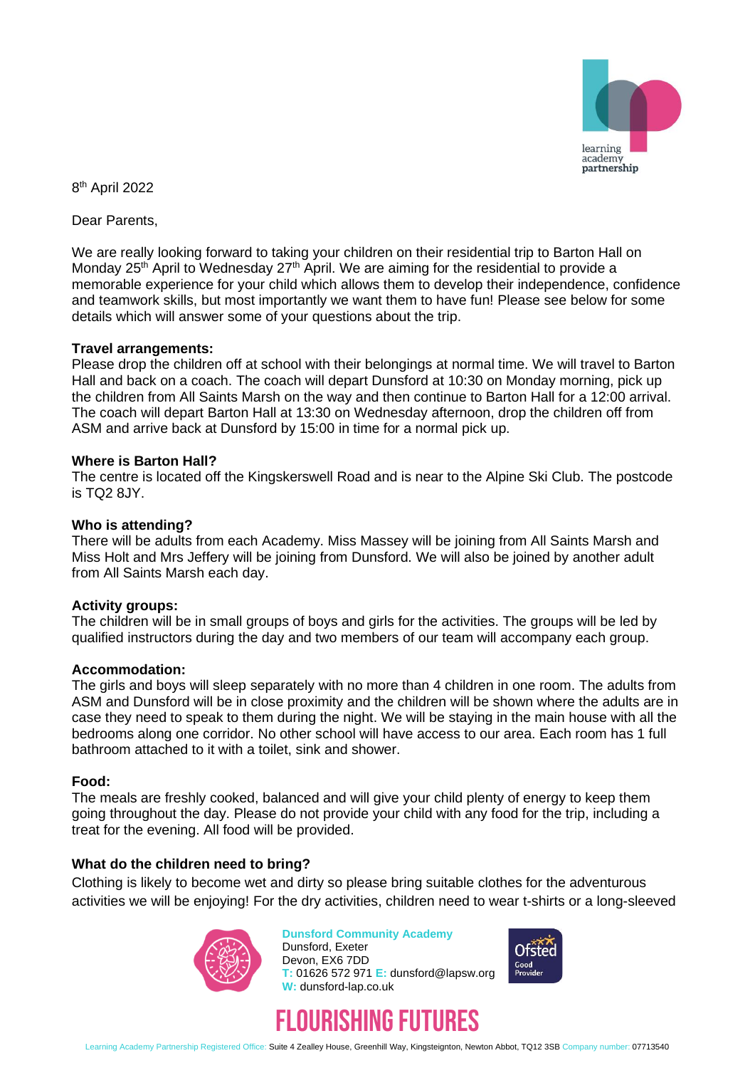8th April 2022

Dear Parents,

We are really looking forward to taking your children on their residential trip to Barton Hall on Monday 25th April to Wednesday 27th April. We are aiming for the residential to provide a memorable experience for your child which allows them to develop their independence, confidence and teamwork skills, but most importantly we want them to have fun! Please see below for some details which will answer some of your questions about the trip.

**Travel arrangements:**
Please drop the children off at school with their belongings at normal time. We will travel to Barton Hall and back on a coach. The coach will depart Dunsford at 10:30 on Monday morning, pick up the children from All Saints Marsh on the way and then continue to Barton Hall for a 12:00 arrival. The coach will depart Barton Hall at 13:30 on Wednesday afternoon, drop the children off from ASM and arrive back at Dunsford by 15:00 in time for a normal pick up.

**Where is Barton Hall?**
The centre is located off the Kingskerswell Road and is near to the Alpine Ski Club. The postcode is TQ2 8JY.

**Who is attending?**
There will be adults from each Academy. Miss Massey will be joining from All Saints Marsh and Miss Holt and Mrs Jeffery will be joining from Dunsford. We will also be joined by another adult from All Saints Marsh each day.

**Activity groups:**
The children will be in small groups of boys and girls for the activities. The groups will be led by qualified instructors during the day and two members of our team will accompany each group.

**Accommodation:**
The girls and boys will sleep separately with no more than 4 children in one room. The adults from ASM and Dunsford will be in close proximity and the children will be shown where the adults are in case they need to speak to them during the night. We will be staying in the main house with all the bedrooms along one corridor. No other school will have access to our area. Each room has 1 full bathroom attached to it with a toilet, sink and shower.

**Food:**
The meals are freshly cooked, balanced and will give your child plenty of energy to keep them going throughout the day. Please do not provide your child with any food for the trip, including a treat for the evening. All food will be provided.

**What do the children need to bring?**
Clothing is likely to become wet and dirty so please bring suitable clothes for the adventurous activities we will be enjoying! For the dry activities, children need to wear t-shirts or a long-sleeved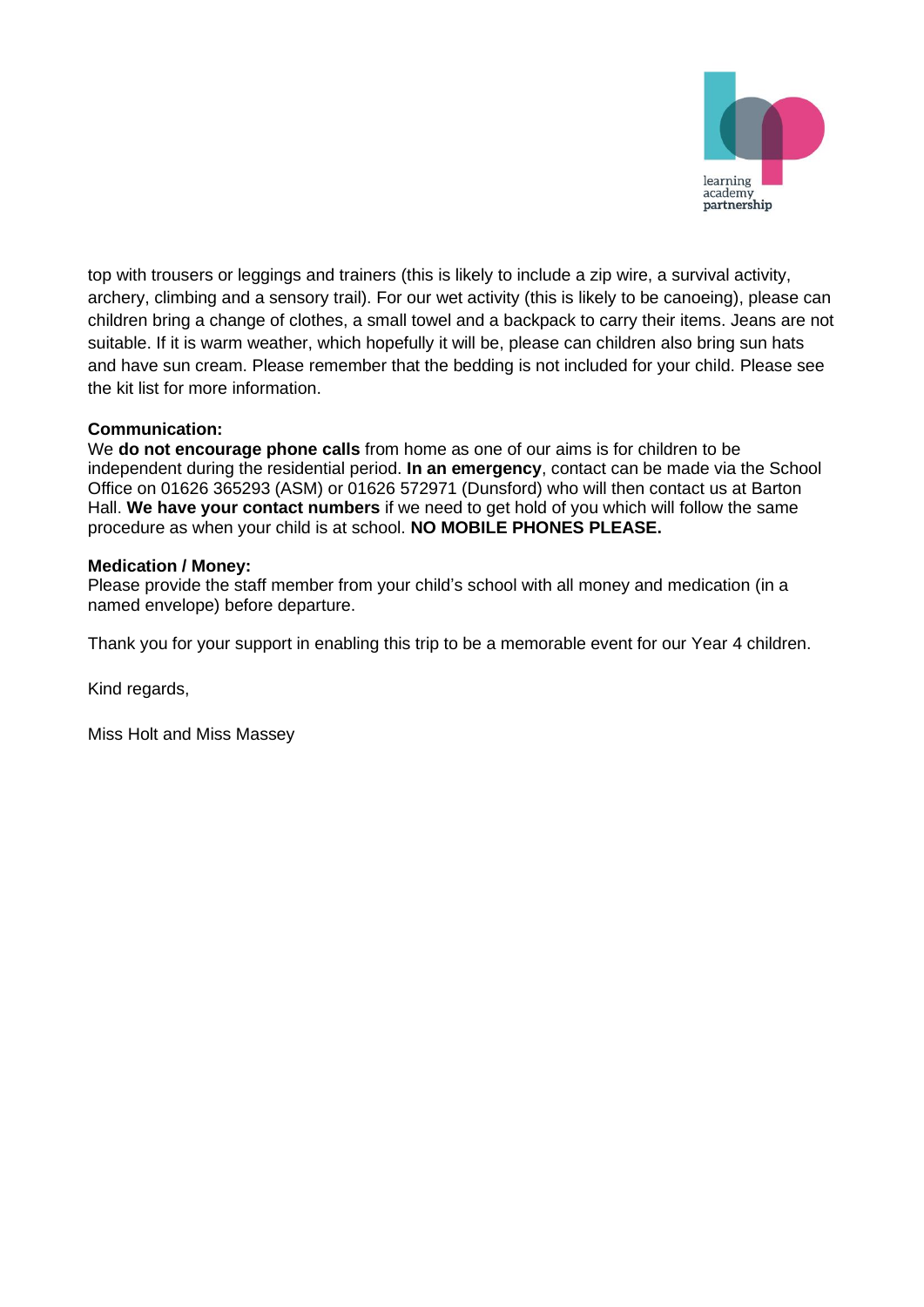top with trousers or leggings and trainers (this is likely to include a zip wire, a survival activity, archery, climbing and a sensory trail). For our wet activity (this is likely to be canoeing), please can children bring a change of clothes, a small towel and a backpack to carry their items. Jeans are not suitable. If it is warm weather, which hopefully it will be, please can children also bring sun hats and have sun cream. Please remember that the bedding is not included for your child. Please see the kit list for more information.

**Communication:**
We **do not encourage phone calls** from home as one of our aims is for children to be independent during the residential period. **In an emergency**, contact can be made via the School Office on 01626 365293 (ASM) or 01626 572971 (Dunsford) who will then contact us at Barton Hall. **We have your contact numbers** if we need to get hold of you which will follow the same procedure as when your child is at school. **NO MOBILE PHONES PLEASE.**

**Medication / Money:**
Please provide the staff member from your child's school with all money and medication (in a named envelope) before departure.

Thank you for your support in enabling this trip to be a memorable event for our Year 4 children.

Kind regards,

Miss Holt and Miss Massey